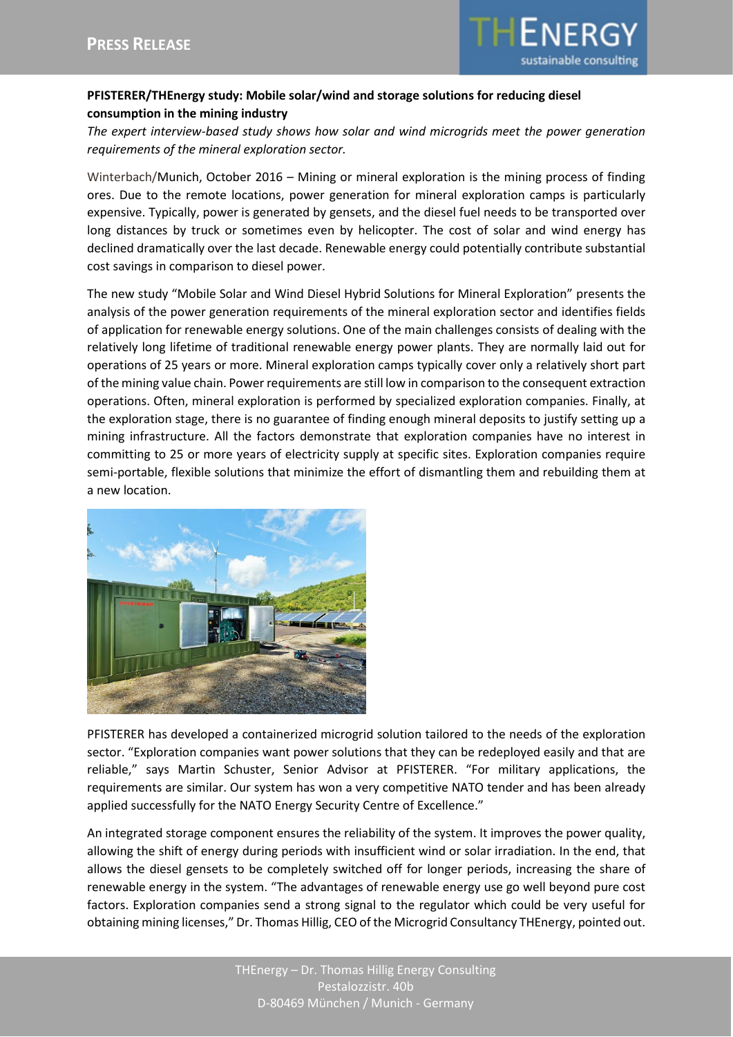**PRESS RELEASE**

**PFISTERER/THEnergy study: Mobile solar/wind and storage solutions for reducing diesel consumption in the mining industry**

*The expert interview-based study shows how solar and wind microgrids meet the power generation requirements of the mineral exploration sector.*

Winterbach/Munich, October 2016 – Mining or mineral exploration is the mining process of finding ores. Due to the remote locations, power generation for mineral exploration camps is particularly expensive. Typically, power is generated by gensets, and the diesel fuel needs to be transported over long distances by truck or sometimes even by helicopter. The cost of solar and wind energy has declined dramatically over the last decade. Renewable energy could potentially contribute substantial cost savings in comparison to diesel power.

The new study "Mobile Solar and Wind Diesel Hybrid Solutions for Mineral Exploration" presents the analysis of the power generation requirements of the mineral exploration sector and identifies fields of application for renewable energy solutions. One of the main challenges consists of dealing with the relatively long lifetime of traditional renewable energy power plants. They are normally laid out for operations of 25 years or more. Mineral exploration camps typically cover only a relatively short part of the mining value chain. Power requirements are still low in comparison to the consequent extraction operations. Often, mineral exploration is performed by specialized exploration companies. Finally, at the exploration stage, there is no guarantee of finding enough mineral deposits to justify setting up a mining infrastructure. All the factors demonstrate that exploration companies have no interest in committing to 25 or more years of electricity supply at specific sites. Exploration companies require semi-portable, flexible solutions that minimize the effort of dismantling them and rebuilding them at a new location.

PFISTERER has developed a containerized microgrid solution tailored to the needs of the exploration sector. "Exploration companies want power solutions that they can be redeployed easily and that are reliable," says Martin Schuster, Senior Advisor at PFISTERER. "For military applications, the requirements are similar. Our system has won a very competitive NATO tender and has been already applied successfully for the NATO Energy Security Centre of Excellence."

An integrated storage component ensures the reliability of the system. It improves the power quality, allowing the shift of energy during periods with insufficient wind or solar irradiation. In the end, that allows the diesel gensets to be completely switched off for longer periods, increasing the share of renewable energy in the system. "The advantages of renewable energy use go well beyond pure cost factors. Exploration companies send a strong signal to the regulator which could be very useful for obtaining mining licenses," Dr. Thomas Hillig, CEO of the Microgrid Consultancy THEnergy, pointed out.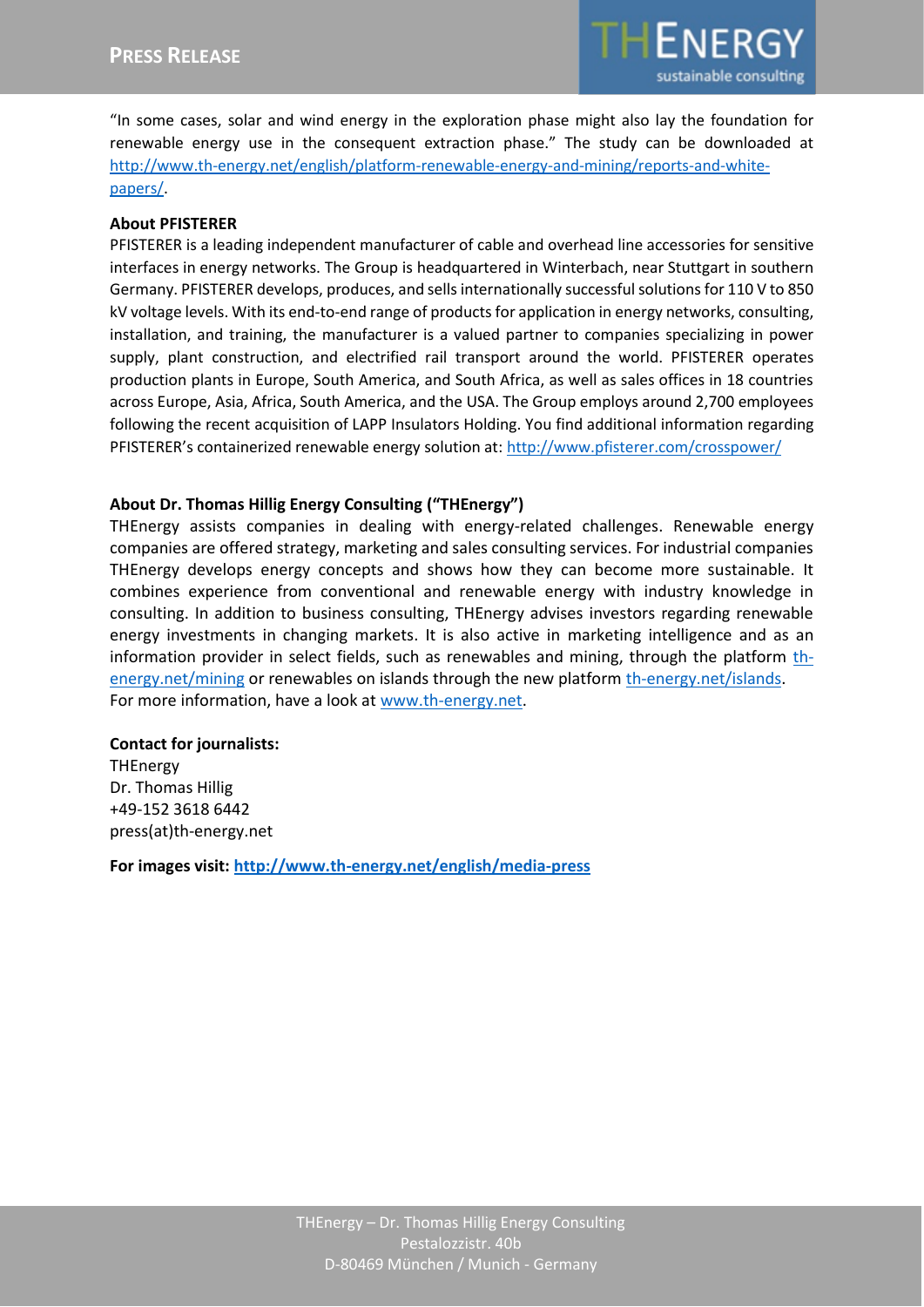"In some cases, solar and wind energy in the exploration phase might also lay the foundation for renewable energy use in the consequent extraction phase." The study can be downloaded at [http://www.th-energy.net/english/platform-renewable-energy-and-mining/reports-and-white-papers/](http://www.th-energy.net/english/platform-renewable-energy-and-mining/reports-and-white-papers/).

**About PFISTERER**

PFISTERER is a leading independent manufacturer of cable and overhead line accessories for sensitive interfaces in energy networks. The Group is headquartered in Winterbach, near Stuttgart in southern Germany. PFISTERER develops, produces, and sells internationally successful solutions for 110 V to 850 kV voltage levels. With its end-to-end range of products for application in energy networks, consulting, installation, and training, the manufacturer is a valued partner to companies specializing in power supply, plant construction, and electrified rail transport around the world. PFISTERER operates production plants in Europe, South America, and South Africa, as well as sales offices in 18 countries across Europe, Asia, Africa, South America, and the USA. The Group employs around 2,700 employees following the recent acquisition of LAPP Insulators Holding. You find additional information regarding PFISTERER's containerized renewable energy solution at: [http://www.pfisterer.com/crosspower/](http://www.pfisterer.com/crosspower/)

**About Dr. Thomas Hillig Energy Consulting ("THEnergy")**

THEnergy assists companies in dealing with energy-related challenges. Renewable energy companies are offered strategy, marketing and sales consulting services. For industrial companies THEnergy develops energy concepts and shows how they can become more sustainable. It combines experience from conventional and renewable energy with industry knowledge in consulting. In addition to business consulting, THEnergy advises investors regarding renewable energy investments in changing markets. It is also active in marketing intelligence and as an information provider in select fields, such as renewables and mining, through the platform [th-energy.net/mining](th-energy.net/mining) or renewables on islands through the new platform [th-energy.net/islands](th-energy.net/islands). For more information, have a look at [www.th-energy.net](www.th-energy.net).

**Contact for journalists:**

THEnergy
Dr. Thomas Hillig
+49-152 3618 6442
press(at)th-energy.net

**For images visit: [http://www.th-energy.net/english/media-press](http://www.th-energy.net/english/media-press)**